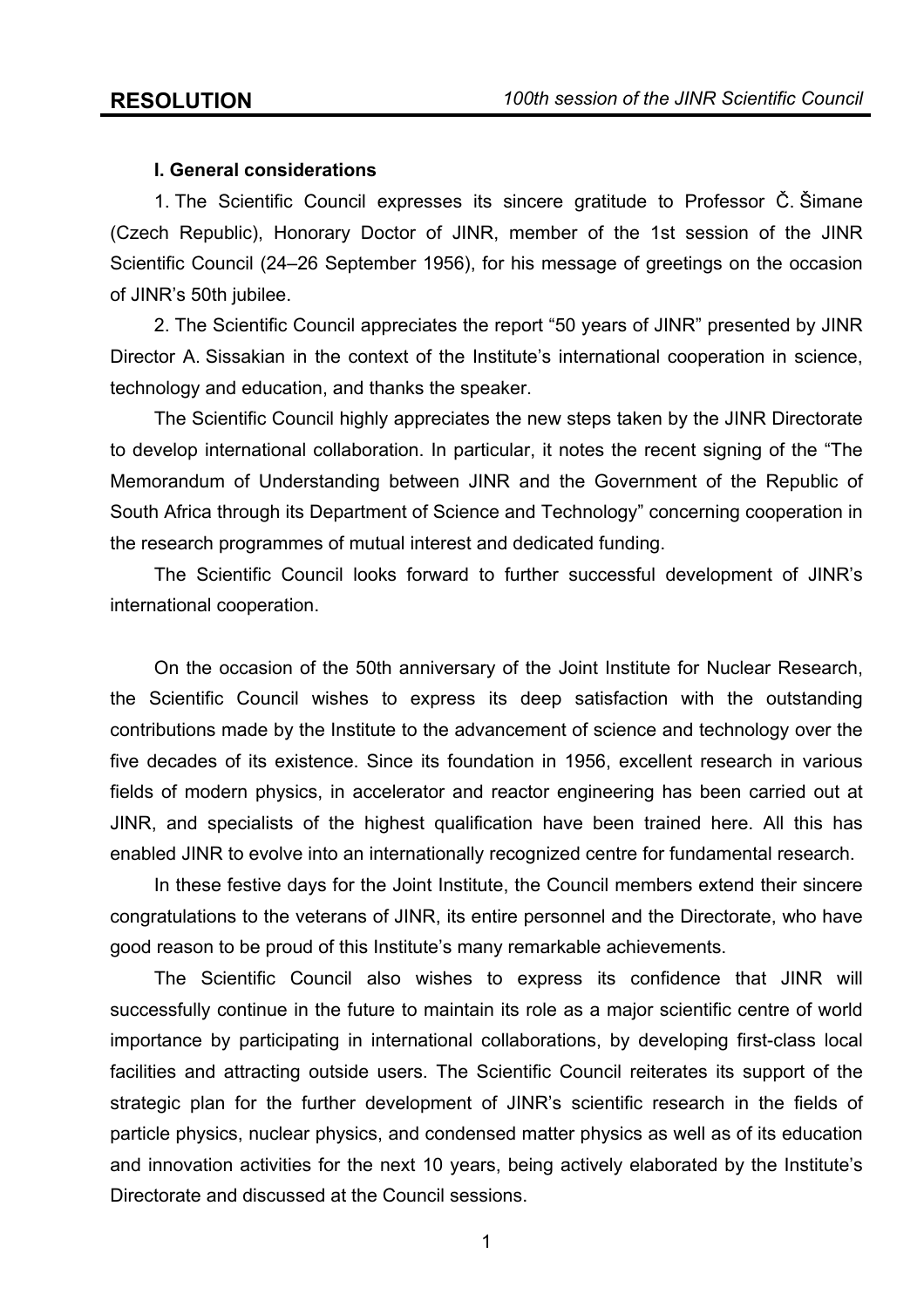**RESOLUTION** *100th session of the JINR Scientific Council*

**I. General considerations**

1. The Scientific Council expresses its sincere gratitude to Professor Č. Šimane (Czech Republic), Honorary Doctor of JINR, member of the 1st session of the JINR Scientific Council (24–26 September 1956), for his message of greetings on the occasion of JINR's 50th jubilee.

2. The Scientific Council appreciates the report "50 years of JINR" presented by JINR Director A. Sissakian in the context of the Institute's international cooperation in science, technology and education, and thanks the speaker.

The Scientific Council highly appreciates the new steps taken by the JINR Directorate to develop international collaboration. In particular, it notes the recent signing of the "The Memorandum of Understanding between JINR and the Government of the Republic of South Africa through its Department of Science and Technology" concerning cooperation in the research programmes of mutual interest and dedicated funding.

The Scientific Council looks forward to further successful development of JINR's international cooperation.

On the occasion of the 50th anniversary of the Joint Institute for Nuclear Research, the Scientific Council wishes to express its deep satisfaction with the outstanding contributions made by the Institute to the advancement of science and technology over the five decades of its existence. Since its foundation in 1956, excellent research in various fields of modern physics, in accelerator and reactor engineering has been carried out at JINR, and specialists of the highest qualification have been trained here. All this has enabled JINR to evolve into an internationally recognized centre for fundamental research.

In these festive days for the Joint Institute, the Council members extend their sincere congratulations to the veterans of JINR, its entire personnel and the Directorate, who have good reason to be proud of this Institute's many remarkable achievements.

The Scientific Council also wishes to express its confidence that JINR will successfully continue in the future to maintain its role as a major scientific centre of world importance by participating in international collaborations, by developing first-class local facilities and attracting outside users. The Scientific Council reiterates its support of the strategic plan for the further development of JINR's scientific research in the fields of particle physics, nuclear physics, and condensed matter physics as well as of its education and innovation activities for the next 10 years, being actively elaborated by the Institute's Directorate and discussed at the Council sessions.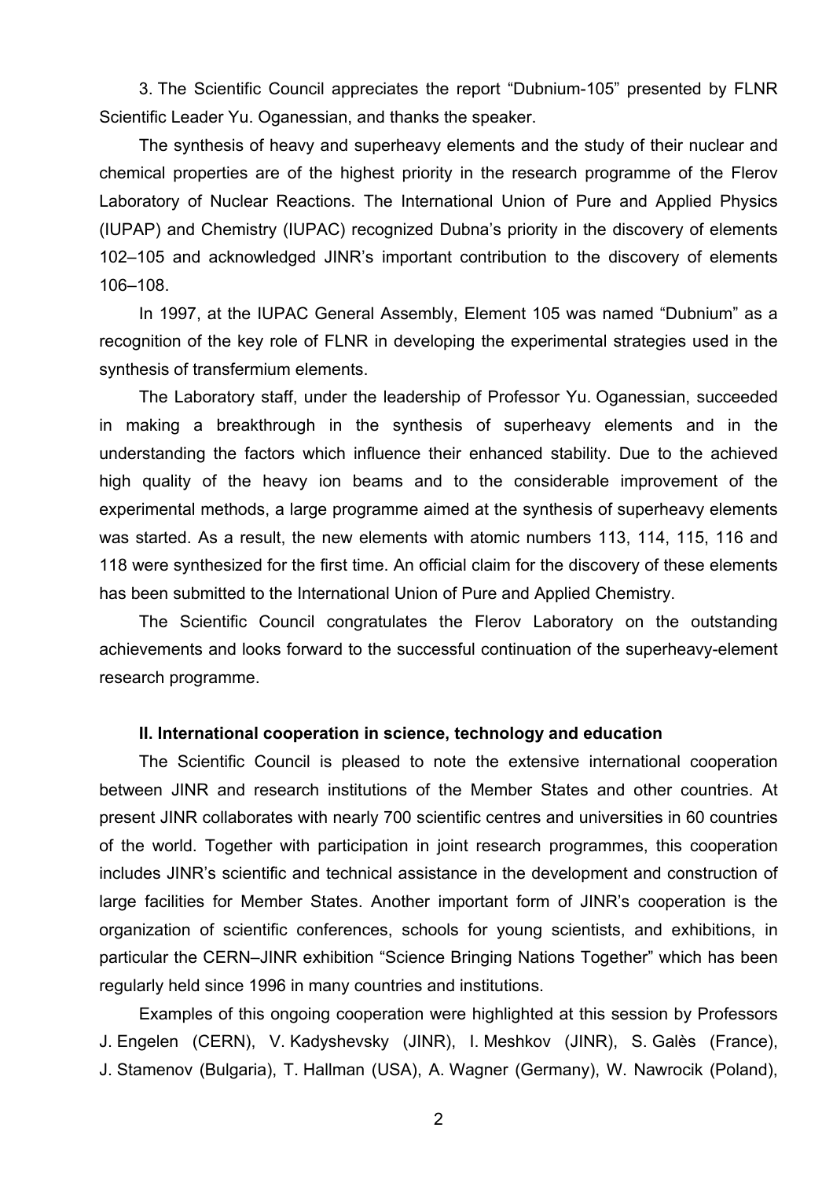3. The Scientific Council appreciates the report "Dubnium-105" presented by FLNR Scientific Leader Yu. Oganessian, and thanks the speaker.

The synthesis of heavy and superheavy elements and the study of their nuclear and chemical properties are of the highest priority in the research programme of the Flerov Laboratory of Nuclear Reactions. The International Union of Pure and Applied Physics (IUPAP) and Chemistry (IUPAC) recognized Dubna's priority in the discovery of elements 102–105 and acknowledged JINR's important contribution to the discovery of elements 106–108.

In 1997, at the IUPAC General Assembly, Element 105 was named "Dubnium" as a recognition of the key role of FLNR in developing the experimental strategies used in the synthesis of transfermium elements.

The Laboratory staff, under the leadership of Professor Yu. Oganessian, succeeded in making a breakthrough in the synthesis of superheavy elements and in the understanding the factors which influence their enhanced stability. Due to the achieved high quality of the heavy ion beams and to the considerable improvement of the experimental methods, a large programme aimed at the synthesis of superheavy elements was started. As a result, the new elements with atomic numbers 113, 114, 115, 116 and 118 were synthesized for the first time. An official claim for the discovery of these elements has been submitted to the International Union of Pure and Applied Chemistry.

The Scientific Council congratulates the Flerov Laboratory on the outstanding achievements and looks forward to the successful continuation of the superheavy-element research programme.

**II. International cooperation in science, technology and education**

The Scientific Council is pleased to note the extensive international cooperation between JINR and research institutions of the Member States and other countries. At present JINR collaborates with nearly 700 scientific centres and universities in 60 countries of the world. Together with participation in joint research programmes, this cooperation includes JINR's scientific and technical assistance in the development and construction of large facilities for Member States. Another important form of JINR's cooperation is the organization of scientific conferences, schools for young scientists, and exhibitions, in particular the CERN–JINR exhibition "Science Bringing Nations Together" which has been regularly held since 1996 in many countries and institutions.

Examples of this ongoing cooperation were highlighted at this session by Professors J. Engelen (CERN), V. Kadyshevsky (JINR), I. Meshkov (JINR), S. Galès (France), J. Stamenov (Bulgaria), T. Hallman (USA), A. Wagner (Germany), W. Nawrocik (Poland),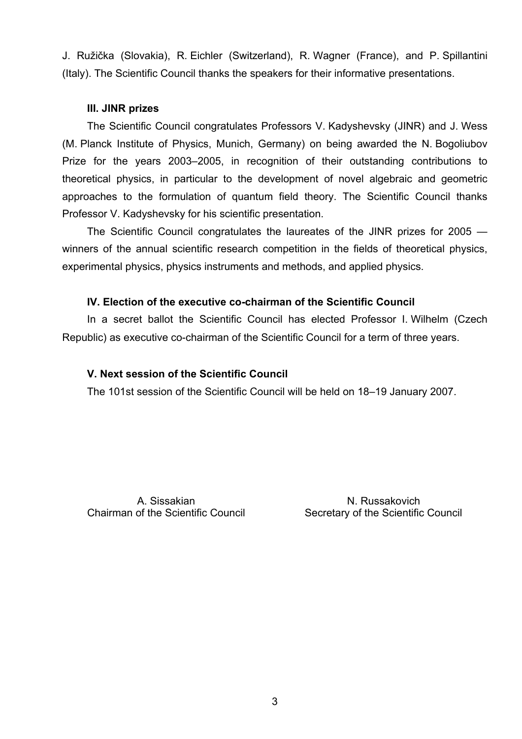J. Ružička (Slovakia), R. Eichler (Switzerland), R. Wagner (France), and P. Spillantini (Italy). The Scientific Council thanks the speakers for their informative presentations.

### III. JINR prizes

The Scientific Council congratulates Professors V. Kadyshevsky (JINR) and J. Wess (M. Planck Institute of Physics, Munich, Germany) on being awarded the N. Bogoliubov Prize for the years 2003–2005, in recognition of their outstanding contributions to theoretical physics, in particular to the development of novel algebraic and geometric approaches to the formulation of quantum field theory. The Scientific Council thanks Professor V. Kadyshevsky for his scientific presentation.

The Scientific Council congratulates the laureates of the JINR prizes for 2005 — winners of the annual scientific research competition in the fields of theoretical physics, experimental physics, physics instruments and methods, and applied physics.

### IV. Election of the executive co-chairman of the Scientific Council

In a secret ballot the Scientific Council has elected Professor I. Wilhelm (Czech Republic) as executive co-chairman of the Scientific Council for a term of three years.

### V. Next session of the Scientific Council

The 101st session of the Scientific Council will be held on 18–19 January 2007.

A. Sissakian
Chairman of the Scientific Council

N. Russakovich
Secretary of the Scientific Council